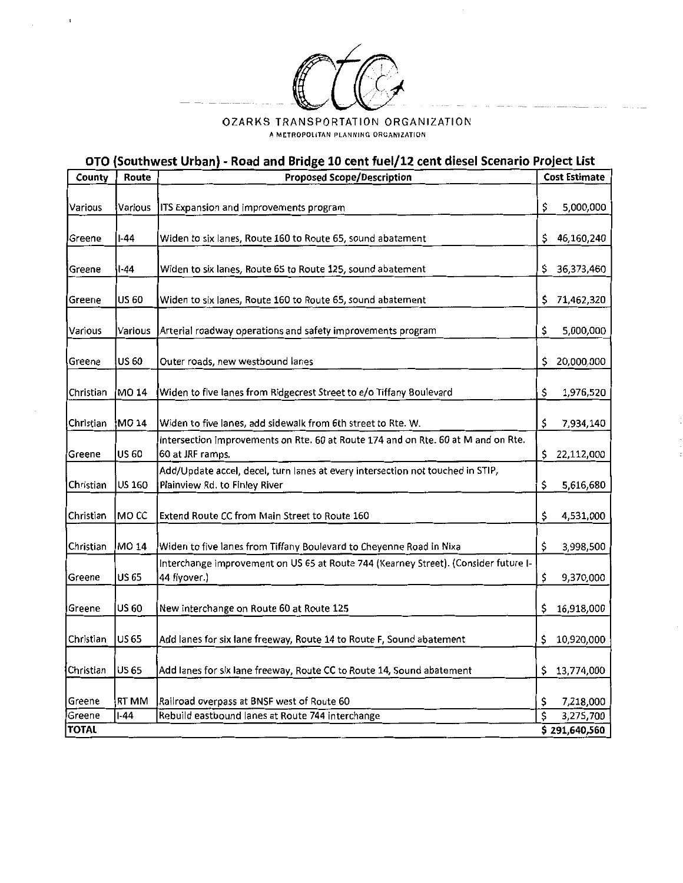OZARKS TRANSPORTATION ORGANIZATION

A METROPOLITAN PLANNING ORGANIZATION

## OTO (Southwest Urban) - Road and Bridge 10 cent fuel/12 cent diesel Scenario Project List

| County | Route | Proposed Scope/Description | Cost Estimate |
|---|---|---|---|
| Various | Various | ITS Expansion and improvements program | $ 5,000,000 |
| Greene | I-44 | Widen to six lanes, Route 160 to Route 65, sound abatement | $ 46,160,240 |
| Greene | I-44 | Widen to six lanes, Route 65 to Route 125, sound abatement | $ 36,373,460 |
| Greene | US 60 | Widen to six lanes, Route 160 to Route 65, sound abatement | $ 71,462,320 |
| Various | Various | Arterial roadway operations and safety improvements program | $ 5,000,000 |
| Greene | US 60 | Outer roads, new westbound lanes | $ 20,000,000 |
| Christian | MO 14 | Widen to five lanes from Ridgecrest Street to e/o Tiffany Boulevard | $ 1,976,520 |
| Christian | MO 14 | Widen to five lanes, add sidewalk from 6th street to Rte. W. | $ 7,934,140 |
| Greene | US 60 | Intersection improvements on Rte. 60 at Route 174 and on Rte. 60 at M and on Rte. 60 at JRF ramps. | $ 22,112,000 |
| Christian | US 160 | Add/Update accel, decel, turn lanes at every intersection not touched in STIP, Plainview Rd. to Finley River | $ 5,616,680 |
| Christian | MO CC | Extend Route CC from Main Street to Route 160 | $ 4,531,000 |
| Christian | MO 14 | Widen to five lanes from Tiffany Boulevard to Cheyenne Road in Nixa | $ 3,998,500 |
| Greene | US 65 | Interchange improvement on US 65 at Route 744 (Kearney Street). (Consider future I-44 flyover.) | $ 9,370,000 |
| Greene | US 60 | New interchange on Route 60 at Route 125 | $ 16,918,000 |
| Christian | US 65 | Add lanes for six lane freeway, Route 14 to Route F, Sound abatement | $ 10,920,000 |
| Christian | US 65 | Add lanes for six lane freeway, Route CC to Route 14, Sound abatement | $ 13,774,000 |
| Greene | RT MM | Railroad overpass at BNSF west of Route 60 | $ 7,218,000 |
| Greene | I-44 | Rebuild eastbound lanes at Route 744 interchange | $ 3,275,700 |
| **TOTAL** | | | **$ 291,640,560** |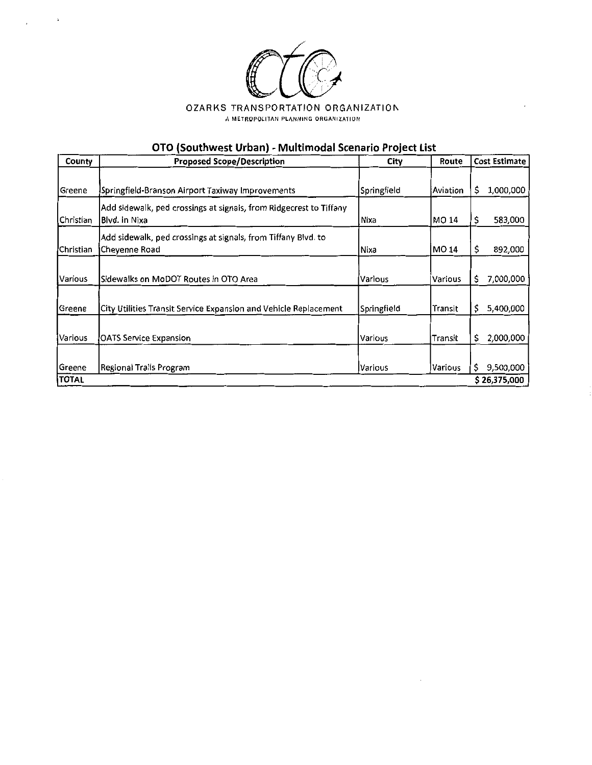OZARKS TRANSPORTATION ORGANIZATION
A METROPOLITAN PLANNING ORGANIZATION

## OTO (Southwest Urban) - Multimodal Scenario Project List

| County | Proposed Scope/Description | City | Route | Cost Estimate |
|---|---|---|---|---|
| Greene | Springfield-Branson Airport Taxiway Improvements | Springfield | Aviation | $ 1,000,000 |
| Christian | Add sidewalk, ped crossings at signals, from Ridgecrest to Tiffany Blvd. in Nixa | Nixa | MO 14 | $ 583,000 |
| Christian | Add sidewalk, ped crossings at signals, from Tiffany Blvd. to Cheyenne Road | Nixa | MO 14 | $ 892,000 |
| Various | Sidewalks on MoDOT Routes in OTO Area | Various | Various | $ 7,000,000 |
| Greene | City Utilities Transit Service Expansion and Vehicle Replacement | Springfield | Transit | $ 5,400,000 |
| Various | OATS Service Expansion | Various | Transit | $ 2,000,000 |
| Greene | Regional Trails Program | Various | Various | $ 9,500,000 |
| TOTAL | | | | $ 26,375,000 |